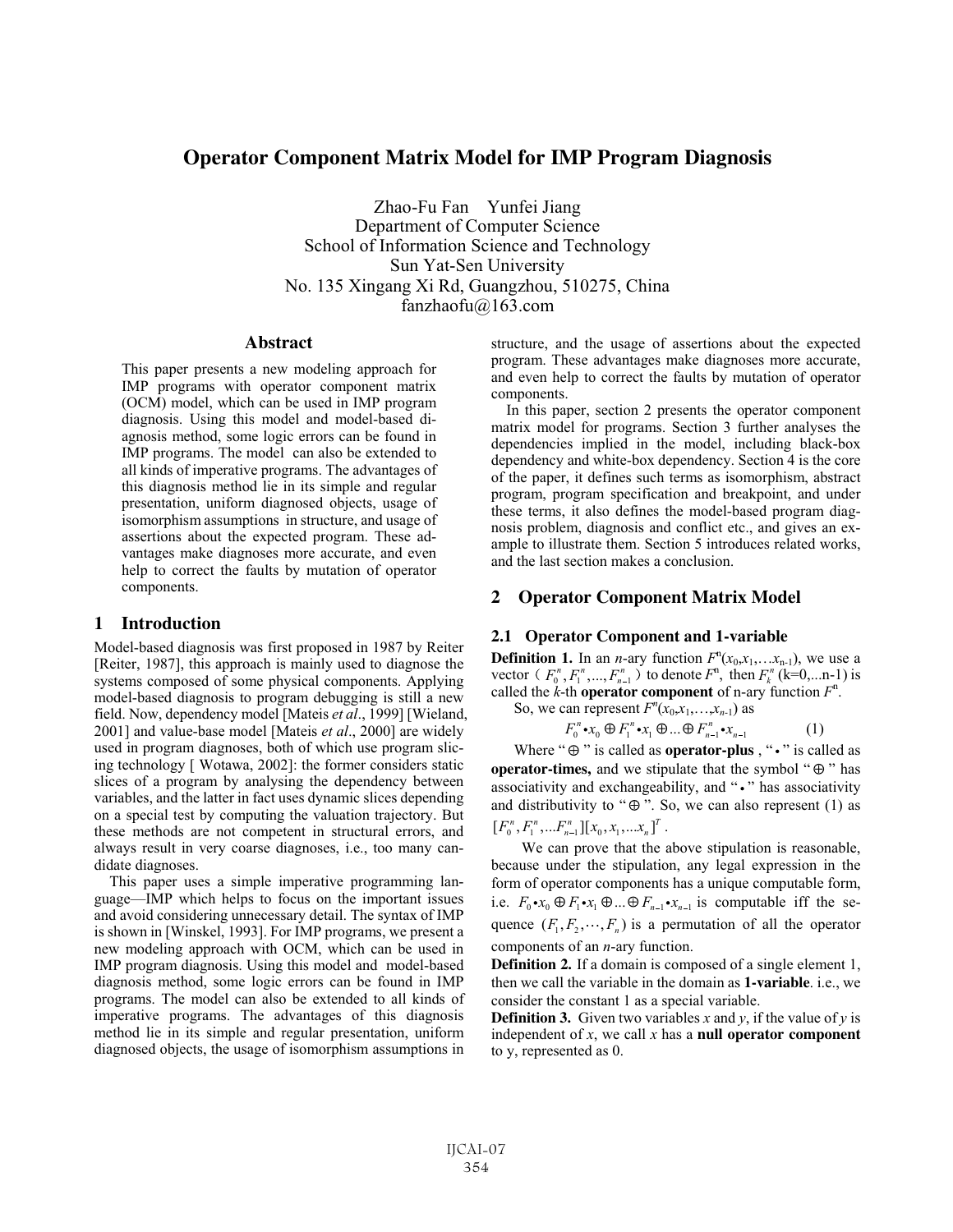# Operator Component Matrix Model for IMP Program Diagnosis

Zhao-Fu Fan Yunfei Jiang
Department of Computer Science
School of Information Science and Technology
Sun Yat-Sen University
No. 135 Xingang Xi Rd, Guangzhou, 510275, China
fanzhaofu@163.com

## Abstract

This paper presents a new modeling approach for IMP programs with operator component matrix (OCM) model, which can be used in IMP program diagnosis. Using this model and model-based diagnosis method, some logic errors can be found in IMP programs. The model can also be extended to all kinds of imperative programs. The advantages of this diagnosis method lie in its simple and regular presentation, uniform diagnosed objects, usage of isomorphism assumptions in structure, and usage of assertions about the expected program. These advantages make diagnoses more accurate, and even help to correct the faults by mutation of operator components.

## 1 Introduction

Model-based diagnosis was first proposed in 1987 by Reiter [Reiter, 1987], this approach is mainly used to diagnose the systems composed of some physical components. Applying model-based diagnosis to program debugging is still a new field. Now, dependency model [Mateis *et al*., 1999] [Wieland, 2001] and value-base model [Mateis *et al*., 2000] are widely used in program diagnoses, both of which use program slicing technology [ Wotawa, 2002]: the former considers static slices of a program by analysing the dependency between variables, and the latter in fact uses dynamic slices depending on a special test by computing the valuation trajectory. But these methods are not competent in structural errors, and always result in very coarse diagnoses, i.e., too many candidate diagnoses.

This paper uses a simple imperative programming language—IMP which helps to focus on the important issues and avoid considering unnecessary detail. The syntax of IMP is shown in [Winskel, 1993]. For IMP programs, we present a new modeling approach with OCM, which can be used in IMP program diagnosis. Using this model and model-based diagnosis method, some logic errors can be found in IMP programs. The model can also be extended to all kinds of imperative programs. The advantages of this diagnosis method lie in its simple and regular presentation, uniform diagnosed objects, the usage of isomorphism assumptions in structure, and the usage of assertions about the expected program. These advantages make diagnoses more accurate, and even help to correct the faults by mutation of operator components.

In this paper, section 2 presents the operator component matrix model for programs. Section 3 further analyses the dependencies implied in the model, including black-box dependency and white-box dependency. Section 4 is the core of the paper, it defines such terms as isomorphism, abstract program, program specification and breakpoint, and under these terms, it also defines the model-based program diagnosis problem, diagnosis and conflict etc., and gives an example to illustrate them. Section 5 introduces related works, and the last section makes a conclusion.

## 2 Operator Component Matrix Model

### 2.1 Operator Component and 1-variable

**Definition 1.** In an *n*-ary function $F^n(x_0,x_1,\ldots x_{n-1})$, we use a vector（$F_0^n, F_1^n, \ldots, F_{n-1}^n$）to denote $F^n$, then $F_k^n$ (k=0,...n-1) is called the *k*-th **operator component** of n-ary function $F^n$.

So, we can represent $F^n(x_0,x_1,\ldots,x_{n-1})$ as

$$F_0^n \bullet x_0 \oplus F_1^n \bullet x_1 \oplus \ldots \oplus F_{n-1}^n \bullet x_{n-1} \quad (1)$$

Where "$\oplus$" is called as **operator-plus**, "$\bullet$" is called as **operator-times,** and we stipulate that the symbol "$\oplus$" has associativity and exchangeability, and "$\bullet$" has associativity and distributivity to "$\oplus$". So, we can also represent (1) as $[F_0^n, F_1^n, \ldots F_{n-1}^n][x_0, x_1, \ldots x_n]^T$.

We can prove that the above stipulation is reasonable, because under the stipulation, any legal expression in the form of operator components has a unique computable form, i.e. $F_0 \bullet x_0 \oplus F_1 \bullet x_1 \oplus \ldots \oplus F_{n-1} \bullet x_{n-1}$ is computable iff the sequence $(F_1, F_2, \cdots, F_n)$ is a permutation of all the operator components of an *n*-ary function.

**Definition 2.** If a domain is composed of a single element 1, then we call the variable in the domain as **1-variable**. i.e., we consider the constant 1 as a special variable.

**Definition 3.** Given two variables *x* and *y*, if the value of *y* is independent of *x*, we call *x* has a **null operator component** to y, represented as 0.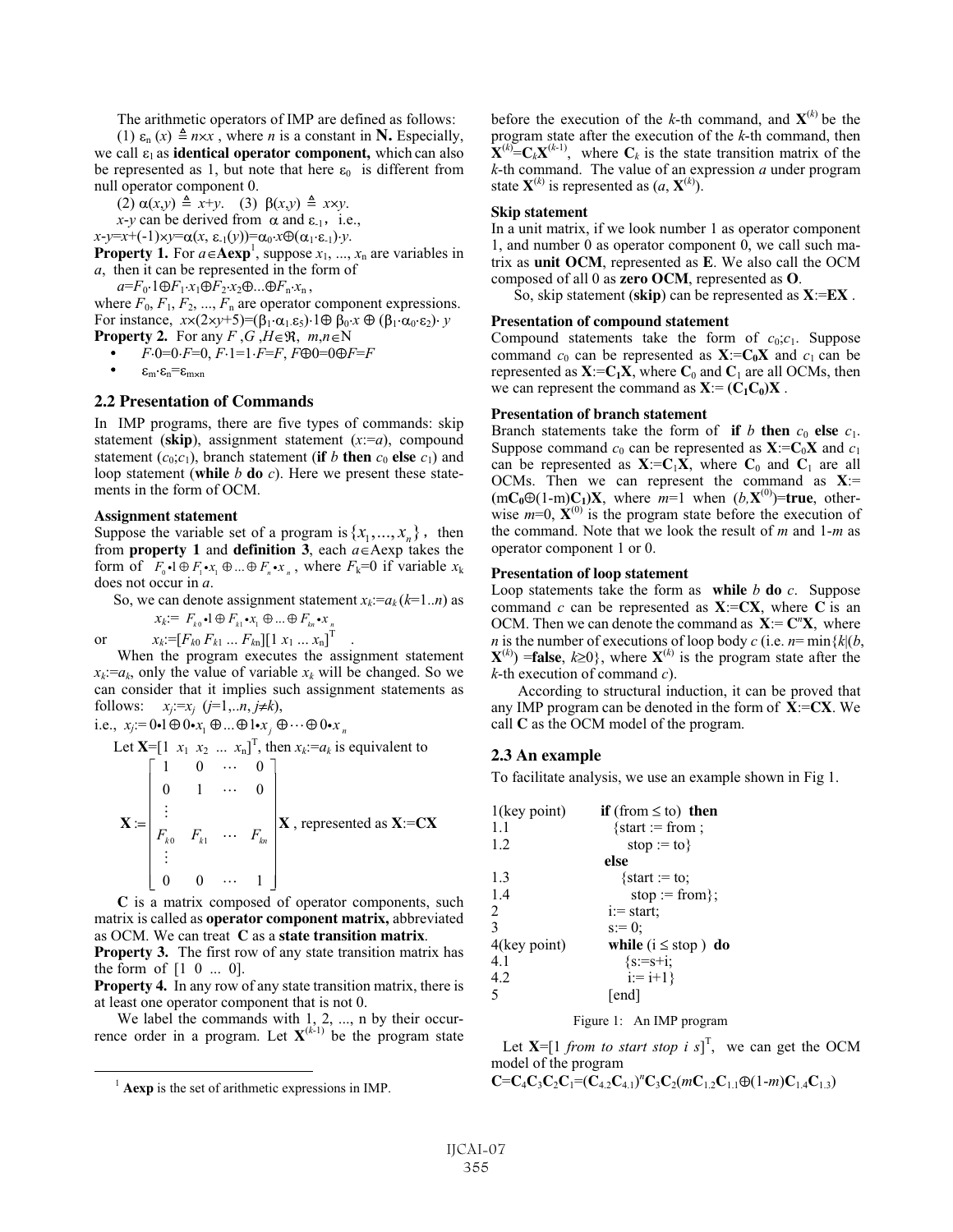The arithmetic operators of IMP are defined as follows:

(1) $\varepsilon_n(x) \triangleq n\times x$ , where $n$ is a constant in **N.** Especially, we call $\varepsilon_1$ as **identical operator component,** which can also be represented as 1, but note that here $\varepsilon_0$ is different from null operator component 0.

(2) $\alpha(x,y) \triangleq x+y$. (3) $\beta(x,y) \triangleq x\times y$.

$x$-$y$ can be derived from $\alpha$ and $\varepsilon_{-1}$, i.e.,

$x-y=x+(-1)\times y=\alpha(x, \varepsilon_{-1}(y))=\alpha_0\cdot x\oplus(\alpha_1\cdot\varepsilon_{-1})\cdot y$.

**Property 1.** For $a\in$**Aexp**[1], suppose $x_1, ..., x_n$ are variables in $a$, then it can be represented in the form of

$a=F_0\cdot 1\oplus F_1\cdot x_1\oplus F_2\cdot x_2\oplus...\oplus F_n\cdot x_n$ ,

where $F_0, F_1, F_2, ..., F_n$ are operator component expressions. For instance, $x\times(2\times y+5)=(\beta_1\cdot\alpha_1.\varepsilon_5)\cdot 1\oplus \beta_0\cdot x \oplus (\beta_1\cdot\alpha_0\cdot\varepsilon_2)\cdot y$

**Property 2.** For any $F, G, H\in\Re$, $m,n\in$N

- $F\cdot 0=0\cdot F=0$, $F\cdot 1=1\cdot F=F$, $F\oplus 0=0\oplus F=F$
- $\varepsilon_m\cdot\varepsilon_n=\varepsilon_{m\times n}$

## 2.2 Presentation of Commands

In IMP programs, there are five types of commands: skip statement (**skip**), assignment statement ($x:=a$), compound statement ($c_0;c_1$), branch statement (**if** $b$ **then** $c_0$ **else** $c_1$) and loop statement (**while** $b$ **do** $c$). Here we present these statements in the form of OCM.

**Assignment statement**

Suppose the variable set of a program is $\{x_1,\ldots,x_n\}$, then from **property 1** and **definition 3**, each $a\in$Aexp takes the form of $F_0\bullet 1\oplus F_1\bullet x_1\oplus\ldots\oplus F_n\bullet x_n$, where $F_k$=0 if variable $x_k$ does not occur in $a$.

So, we can denote assignment statement $x_k:=a_k$ ($k$=1..$n$) as

$x_k:= F_{k0}\bullet 1\oplus F_{k1}\bullet x_1\oplus\ldots\oplus F_{kn}\bullet x_n$

or $x_k:=[F_{k0}\ F_{k1}\ \ldots\ F_{kn}][1\ x_1\ \ldots\ x_n]^T$ .

When the program executes the assignment statement $x_k:=a_k$, only the value of variable $x_k$ will be changed. So we can consider that it implies such assignment statements as follows: $x_j:=x_j$ ($j$=1,..$n$, $j\neq k$),

i.e., $x_j:= 0\bullet 1\oplus 0\bullet x_1\oplus\ldots\oplus 1\bullet x_j\oplus\cdots\oplus 0\bullet x_n$

Let $\mathbf{X}$=[1 $x_1$ $x_2$ ... $x_n$]$^T$, then $x_k:=a_k$ is equivalent to

$$\mathbf{X}:=\begin{bmatrix} 1 & 0 & \cdots & 0 \\ 0 & 1 & \cdots & 0 \\ \vdots & & & \\ F_{k0} & F_{k1} & \cdots & F_{kn} \\ \vdots & & & \\ 0 & 0 & \cdots & 1 \end{bmatrix}\mathbf{X}\text{, represented as }\mathbf{X}:=\mathbf{CX}$$

**C** is a matrix composed of operator components, such matrix is called as **operator component matrix,** abbreviated as OCM. We can treat **C** as a **state transition matrix**.

**Property 3.** The first row of any state transition matrix has the form of [1 0 ... 0].

**Property 4.** In any row of any state transition matrix, there is at least one operator component that is not 0.

We label the commands with 1, 2, ..., n by their occurrence order in a program. Let $\mathbf{X}^{(k-1)}$ be the program state before the execution of the $k$-th command, and $\mathbf{X}^{(k)}$ be the program state after the execution of the $k$-th command, then $\mathbf{X}^{(k)}=\mathbf{C}_k\mathbf{X}^{(k-1)}$, where $\mathbf{C}_k$ is the state transition matrix of the $k$-th command. The value of an expression $a$ under program state $\mathbf{X}^{(k)}$ is represented as $(a, \mathbf{X}^{(k)})$.

**Skip statement**

In a unit matrix, if we look number 1 as operator component 1, and number 0 as operator component 0, we call such matrix as **unit OCM**, represented as **E**. We also call the OCM composed of all 0 as **zero OCM**, represented as **O**.

So, skip statement (**skip**) can be represented as $\mathbf{X}:=\mathbf{EX}$ .

**Presentation of compound statement**

Compound statements take the form of $c_0;c_1$. Suppose command $c_0$ can be represented as $\mathbf{X}:=\mathbf{C_0X}$ and $c_1$ can be represented as $\mathbf{X}:=\mathbf{C_1X}$, where $\mathbf{C}_0$ and $\mathbf{C}_1$ are all OCMs, then we can represent the command as $\mathbf{X}:= (\mathbf{C_1C_0})\mathbf{X}$ .

**Presentation of branch statement**

Branch statements take the form of **if** $b$ **then** $c_0$ **else** $c_1$. Suppose command $c_0$ can be represented as $\mathbf{X}:=\mathbf{C_0X}$ and $c_1$ can be represented as $\mathbf{X}:=\mathbf{C_1X}$, where $\mathbf{C}_0$ and $\mathbf{C}_1$ are all OCMs. Then we can represent the command as $\mathbf{X}:= (m\mathbf{C_0}\oplus(1\text{-}m)\mathbf{C_1})\mathbf{X}$, where $m$=1 when $(b,\mathbf{X}^{(0)})$=**true**, otherwise $m$=0, $\mathbf{X}^{(0)}$ is the program state before the execution of the command. Note that we look the result of $m$ and 1-$m$ as operator component 1 or 0.

**Presentation of loop statement**

Loop statements take the form as **while** $b$ **do** $c$. Suppose command $c$ can be represented as $\mathbf{X}:=\mathbf{CX}$, where $\mathbf{C}$ is an OCM. Then we can denote the command as $\mathbf{X}:= \mathbf{C}^n\mathbf{X}$, where $n$ is the number of executions of loop body $c$ (i.e. $n$= min{$k$|($b$, $\mathbf{X}^{(k)}$) =**false**, $k\geq 0$}, where $\mathbf{X}^{(k)}$ is the program state after the $k$-th execution of command $c$).

According to structural induction, it can be proved that any IMP program can be denoted in the form of $\mathbf{X}:=\mathbf{CX}$. We call **C** as the OCM model of the program.

## 2.3 An example

To facilitate analysis, we use an example shown in Fig 1.

```
1(key point)    if (from ≤ to) then
1.1               {start := from ;
1.2                stop := to}
                 else
1.3               {start := to;
1.4                stop := from};
2                i:= start;
3                s:= 0;
4(key point)     while (i ≤ stop ) do
4.1               {s:=s+i;
4.2                i:= i+1}
5                [end]
```

Figure 1: An IMP program

Let $\mathbf{X}$=[1 *from to start stop i s*]$^T$, we can get the OCM model of the program

$\mathbf{C}=\mathbf{C}_4\mathbf{C}_3\mathbf{C}_2\mathbf{C}_1=(\mathbf{C}_{4.2}\mathbf{C}_{4.1})^n\mathbf{C}_3\mathbf{C}_2(m\mathbf{C}_{1.2}\mathbf{C}_{1.1}\oplus(1\text{-}m)\mathbf{C}_{1.4}\mathbf{C}_{1.3})$

[1] **Aexp** is the set of arithmetic expressions in IMP.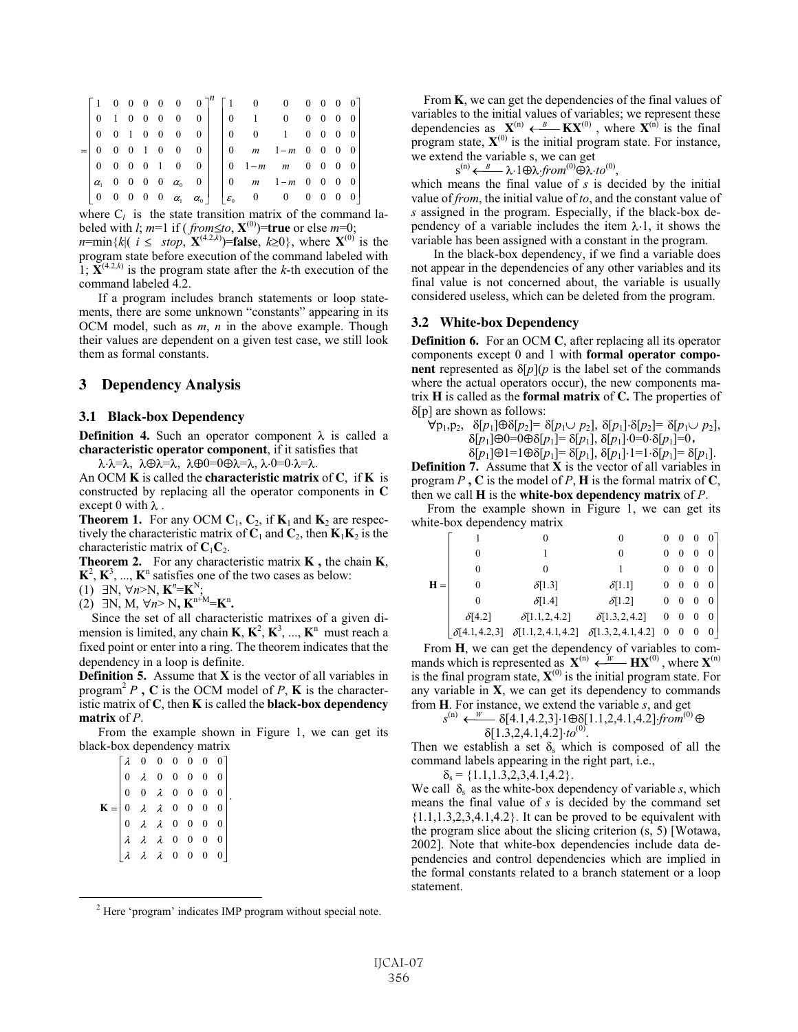$$
= \begin{bmatrix} 1 & 0 & 0 & 0 & 0 & 0 & 0 \\ 0 & 1 & 0 & 0 & 0 & 0 & 0 \\ 0 & 0 & 1 & 0 & 0 & 0 & 0 \\ 0 & 0 & 0 & 1 & 0 & 0 & 0 \\ 0 & 0 & 0 & 0 & 1 & 0 & 0 \\ \alpha_1 & 0 & 0 & 0 & 0 & \alpha_0 & 0 \\ 0 & 0 & 0 & 0 & 0 & \alpha_1 & \alpha_0 \end{bmatrix}^n \begin{bmatrix} 1 & 0 & 0 & 0 & 0 & 0 & 0 \\ 0 & 1 & 0 & 0 & 0 & 0 & 0 \\ 0 & 0 & 1 & 0 & 0 & 0 & 0 \\ 0 & m & 1-m & 0 & 0 & 0 & 0 \\ 0 & 1-m & m & 0 & 0 & 0 & 0 \\ 0 & m & 1-m & 0 & 0 & 0 & 0 \\ \varepsilon_0 & 0 & 0 & 0 & 0 & 0 & 0 \end{bmatrix}
$$

where $C_l$ is the state transition matrix of the command labeled with $l$; $m$=1 if ( *from*≤*to*, $\mathbf{X}^{(0)}$)=**true** or else $m$=0; $n=\min\{k|( i \le stop, \mathbf{X}^{(4.2,k)})=\textbf{false}, k\ge 0\}$, where $\mathbf{X}^{(0)}$ is the program state before execution of the command labeled with 1; $\mathbf{X}^{(4.2,k)}$ is the program state after the $k$-th execution of the command labeled 4.2.

If a program includes branch statements or loop statements, there are some unknown "constants" appearing in its OCM model, such as $m$, $n$ in the above example. Though their values are dependent on a given test case, we still look them as formal constants.

# 3 Dependency Analysis

## 3.1 Black-box Dependency

**Definition 4.** Such an operator component $\lambda$ is called a **characteristic operator component**, if it satisfies that

$$\lambda\cdot\lambda=\lambda,\ \lambda\oplus\lambda=\lambda,\ \lambda\oplus 0=0\oplus\lambda=\lambda,\ \lambda\cdot 0=0\cdot\lambda=\lambda.$$

An OCM **K** is called the **characteristic matrix** of **C**, if **K** is constructed by replacing all the operator components in **C** except 0 with $\lambda$ .

**Theorem 1.** For any OCM $\mathbf{C}_1$, $\mathbf{C}_2$, if $\mathbf{K}_1$ and $\mathbf{K}_2$ are respectively the characteristic matrix of $\mathbf{C}_1$ and $\mathbf{C}_2$, then $\mathbf{K}_1\mathbf{K}_2$ is the characteristic matrix of $\mathbf{C}_1\mathbf{C}_2$.

**Theorem 2.** For any characteristic matrix **K** , the chain **K**, $\mathbf{K}^2$, $\mathbf{K}^3$, ..., $\mathbf{K}^n$ satisfies one of the two cases as below:

(1) $\exists N, \forall n>N, \mathbf{K}^n=\mathbf{K}^N$;

(2) $\exists N, M, \forall n> N, \mathbf{K}^{n+M}=\mathbf{K}^n$.

Since the set of all characteristic matrixes of a given dimension is limited, any chain **K**, $\mathbf{K}^2$, $\mathbf{K}^3$, ..., $\mathbf{K}^n$ must reach a fixed point or enter into a ring. The theorem indicates that the dependency in a loop is definite.

**Definition 5.** Assume that **X** is the vector of all variables in program[2] $P$ , **C** is the OCM model of $P$, **K** is the characteristic matrix of **C**, then **K** is called the **black-box dependency matrix** of $P$.

From the example shown in Figure 1, we can get its black-box dependency matrix

$$
\mathbf{K} = \begin{bmatrix} \lambda & 0 & 0 & 0 & 0 & 0 & 0 \\ 0 & \lambda & 0 & 0 & 0 & 0 & 0 \\ 0 & 0 & \lambda & 0 & 0 & 0 & 0 \\ 0 & \lambda & \lambda & 0 & 0 & 0 & 0 \\ 0 & \lambda & \lambda & 0 & 0 & 0 & 0 \\ \lambda & \lambda & \lambda & 0 & 0 & 0 & 0 \\ \lambda & \lambda & \lambda & 0 & 0 & 0 & 0 \end{bmatrix}.
$$

[2] Here 'program' indicates IMP program without special note.

From **K**, we can get the dependencies of the final values of variables to the initial values of variables; we represent these dependencies as $\mathbf{X}^{(n)} \xleftarrow{B} \mathbf{K}\mathbf{X}^{(0)}$ , where $\mathbf{X}^{(n)}$ is the final program state, $\mathbf{X}^{(0)}$ is the initial program state. For instance, we extend the variable s, we can get

$$s^{(n)} \xleftarrow{B} \lambda\cdot 1\oplus\lambda\cdot from^{(0)}\oplus\lambda\cdot to^{(0)},$$

which means the final value of $s$ is decided by the initial value of *from*, the initial value of *to*, and the constant value of $s$ assigned in the program. Especially, if the black-box dependency of a variable includes the item $\lambda\cdot 1$, it shows the variable has been assigned with a constant in the program.

In the black-box dependency, if we find a variable does not appear in the dependencies of any other variables and its final value is not concerned about, the variable is usually considered useless, which can be deleted from the program.

## 3.2 White-box Dependency

**Definition 6.** For an OCM **C**, after replacing all its operator components except 0 and 1 with **formal operator component** represented as $\delta[p]$($p$ is the label set of the commands where the actual operators occur), the new components matrix **H** is called as the **formal matrix** of **C.** The properties of $\delta[p]$ are shown as follows:

$$\forall p_1,p_2,\ \ \delta[p_1]\oplus\delta[p_2]=\delta[p_1\cup p_2],\ \delta[p_1]\cdot\delta[p_2]=\delta[p_1\cup p_2],$$
$$\delta[p_1]\oplus 0=0\oplus\delta[p_1]=\delta[p_1],\ \delta[p_1]\cdot 0=0\cdot\delta[p_1]=0,$$
$$\delta[p_1]\oplus 1=1\oplus\delta[p_1]=\delta[p_1],\ \delta[p_1]\cdot 1=1\cdot\delta[p_1]=\delta[p_1].$$

**Definition 7.** Assume that **X** is the vector of all variables in program $P$ , **C** is the model of $P$, **H** is the formal matrix of **C**, then we call **H** is the **white-box dependency matrix** of $P$.

From the example shown in Figure 1, we can get its white-box dependency matrix

$$
\mathbf{H} = \begin{bmatrix} 1 & 0 & 0 & 0 & 0 & 0 & 0 \\ 0 & 1 & 0 & 0 & 0 & 0 & 0 \\ 0 & 0 & 1 & 0 & 0 & 0 & 0 \\ 0 & \delta[1.3] & \delta[1.1] & 0 & 0 & 0 & 0 \\ 0 & \delta[1.4] & \delta[1.2] & 0 & 0 & 0 & 0 \\ \delta[4.2] & \delta[1.1,2,4.2] & \delta[1.3,2,4.2] & 0 & 0 & 0 & 0 \\ \delta[4.1,4.2,3] & \delta[1.1,2,4.1,4.2] & \delta[1.3,2,4.1,4.2] & 0 & 0 & 0 & 0 \end{bmatrix}
$$

From **H**, we can get the dependency of variables to commands which is represented as $\mathbf{X}^{(n)} \xleftarrow{W} \mathbf{H}\mathbf{X}^{(0)}$ , where $\mathbf{X}^{(n)}$ is the final program state, $\mathbf{X}^{(0)}$ is the initial program state. For any variable in **X**, we can get its dependency to commands from **H**. For instance, we extend the variable $s$, and get

$$s^{(n)} \xleftarrow{W} \delta[4.1,4.2,3]\cdot 1\oplus\delta[1.1,2,4.1,4.2]\cdot from^{(0)}\oplus \delta[1.3,2,4.1,4.2]\cdot to^{(0)}.$$

Then we establish a set $\delta_s$ which is composed of all the command labels appearing in the right part, i.e.,

$$\delta_s = \{1.1,1.3,2,3,4.1,4.2\}.$$

We call $\delta_s$ as the white-box dependency of variable $s$, which means the final value of $s$ is decided by the command set {1.1,1.3,2,3,4.1,4.2}. It can be proved to be equivalent with the program slice about the slicing criterion (s, 5) [Wotawa, 2002]. Note that white-box dependencies include data dependencies and control dependencies which are implied in the formal constants related to a branch statement or a loop statement.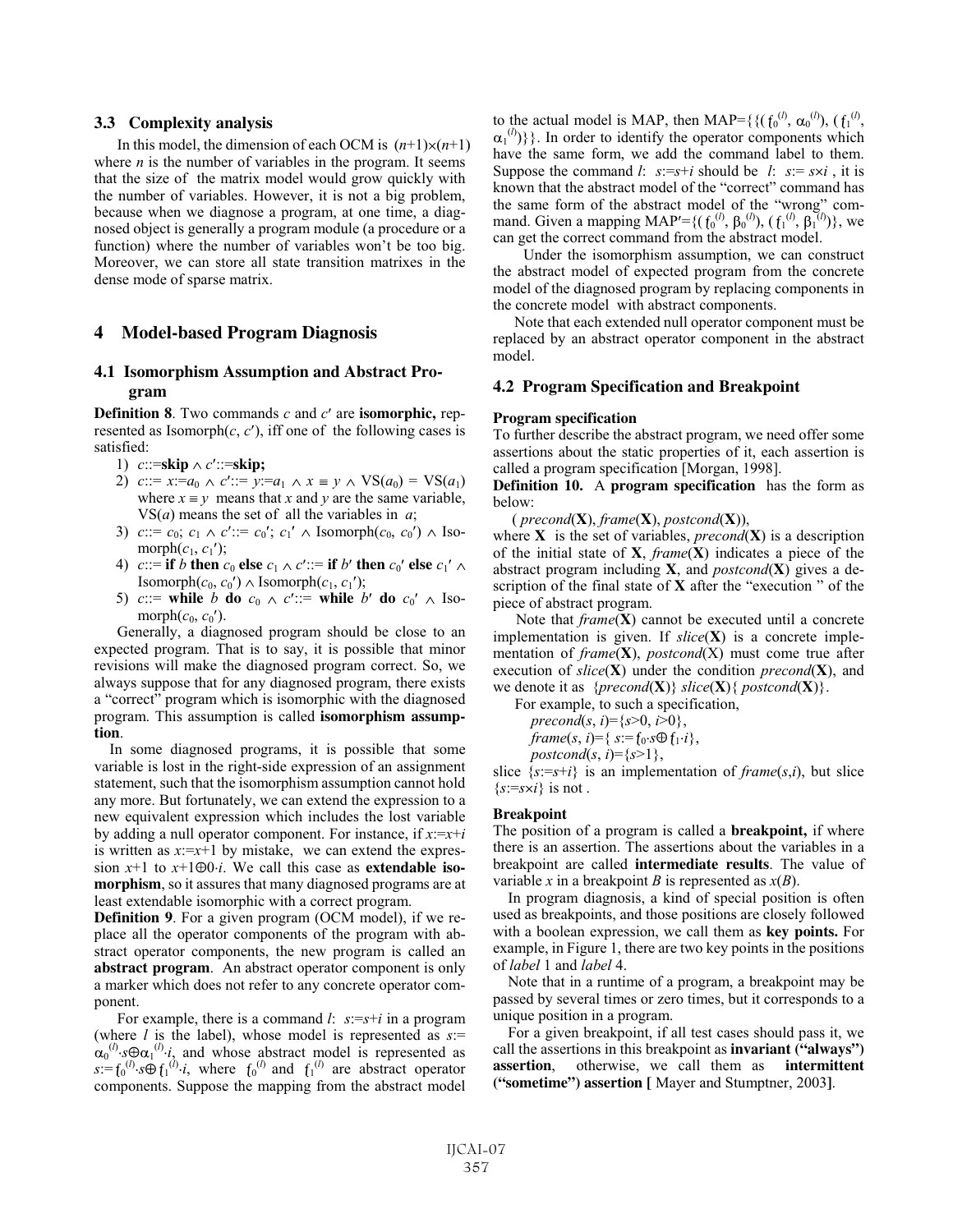### 3.3 Complexity analysis

In this model, the dimension of each OCM is $(n+1)\times(n+1)$ where $n$ is the number of variables in the program. It seems that the size of the matrix model would grow quickly with the number of variables. However, it is not a big problem, because when we diagnose a program, at one time, a diagnosed object is generally a program module (a procedure or a function) where the number of variables won't be too big. Moreover, we can store all state transition matrixes in the dense mode of sparse matrix.

## 4 Model-based Program Diagnosis

### 4.1 Isomorphism Assumption and Abstract Program

**Definition 8**. Two commands $c$ and $c'$ are **isomorphic,** represented as Isomorph($c$, $c'$), iff one of the following cases is satisfied:

1) $c$::=**skip** $\wedge$ $c'$::=**skip;**
2) $c$::= $x$:=$a_0$ $\wedge$ $c'$::= $y$:=$a_1$ $\wedge$ $x \equiv y$ $\wedge$ VS($a_0$) = VS($a_1$) where $x \equiv y$ means that $x$ and $y$ are the same variable, VS($a$) means the set of all the variables in $a$;
3) $c$::= $c_0$; $c_1$ $\wedge$ $c'$::= $c_0'$; $c_1'$ $\wedge$ Isomorph($c_0$, $c_0'$) $\wedge$ Isomorph($c_1$, $c_1'$);
4) $c$::= **if** $b$ **then** $c_0$ **else** $c_1$ $\wedge$ $c'$::= **if** $b'$ **then** $c_0'$ **else** $c_1'$ $\wedge$ Isomorph($c_0$, $c_0'$) $\wedge$ Isomorph($c_1$, $c_1'$);
5) $c$::= **while** $b$ **do** $c_0$ $\wedge$ $c'$::= **while** $b'$ **do** $c_0'$ $\wedge$ Isomorph($c_0$, $c_0'$).

Generally, a diagnosed program should be close to an expected program. That is to say, it is possible that minor revisions will make the diagnosed program correct. So, we always suppose that for any diagnosed program, there exists a "correct" program which is isomorphic with the diagnosed program. This assumption is called **isomorphism assumption**.

In some diagnosed programs, it is possible that some variable is lost in the right-side expression of an assignment statement, such that the isomorphism assumption cannot hold any more. But fortunately, we can extend the expression to a new equivalent expression which includes the lost variable by adding a null operator component. For instance, if $x$:=$x$+$i$ is written as $x$:=$x$+1 by mistake, we can extend the expression $x$+1 to $x+1\oplus 0\cdot i$. We call this case as **extendable isomorphism**, so it assures that many diagnosed programs are at least extendable isomorphic with a correct program.

**Definition 9**. For a given program (OCM model), if we replace all the operator components of the program with abstract operator components, the new program is called an **abstract program**. An abstract operator component is only a marker which does not refer to any concrete operator component.

For example, there is a command $l$: $s$:=$s$+$i$ in a program (where $l$ is the label), whose model is represented as $s$:= $\alpha_0^{(l)}\cdot s\oplus\alpha_1^{(l)}\cdot i$, and whose abstract model is represented as $s$:=$\mathfrak{f}_0^{(l)}\cdot s\oplus \mathfrak{f}_1^{(l)}\cdot i$, where $\mathfrak{f}_0^{(l)}$ and $\mathfrak{f}_1^{(l)}$ are abstract operator components. Suppose the mapping from the abstract model to the actual model is MAP, then MAP=$\{\{(\mathfrak{f}_0^{(l)}, \alpha_0^{(l)}), (\mathfrak{f}_1^{(l)}, \alpha_1^{(l)})\}\}$. In order to identify the operator components which have the same form, we add the command label to them. Suppose the command $l$: $s$:=$s$+$i$ should be $l$: $s$:= $s\times i$ , it is known that the abstract model of the "correct" command has the same form of the abstract model of the "wrong" command. Given a mapping MAP′=$\{(\mathfrak{f}_0^{(l)}, \beta_0^{(l)}), (\mathfrak{f}_1^{(l)}, \beta_1^{(l)})\}$, we can get the correct command from the abstract model.

Under the isomorphism assumption, we can construct the abstract model of expected program from the concrete model of the diagnosed program by replacing components in the concrete model with abstract components.

Note that each extended null operator component must be replaced by an abstract operator component in the abstract model.

### 4.2 Program Specification and Breakpoint

**Program specification**

To further describe the abstract program, we need offer some assertions about the static properties of it, each assertion is called a program specification [Morgan, 1998].

**Definition 10.** A **program specification** has the form as below:

( *precond*(**X**), *frame*(**X**), *postcond*(**X**)),

where **X** is the set of variables, *precond*(**X**) is a description of the initial state of **X**, *frame*(**X**) indicates a piece of the abstract program including **X**, and *postcond*(**X**) gives a description of the final state of **X** after the "execution " of the piece of abstract program.

Note that *frame*(**X**) cannot be executed until a concrete implementation is given. If *slice*(**X**) is a concrete implementation of *frame*(**X**), *postcond*(X) must come true after execution of *slice*(**X**) under the condition *precond*(**X**), and we denote it as {*precond*(**X**)} *slice*(**X**){ *postcond*(**X**)}.

For example, to such a specification,

*precond*($s$, $i$)=$\{s>0, i>0\}$,

*frame*($s$, $i$)=$\{ s:=\mathfrak{f}_0\cdot s\oplus \mathfrak{f}_1\cdot i\}$,

*postcond*($s$, $i$)=$\{s>1\}$,

slice $\{s:=s+i\}$ is an implementation of *frame*($s$,$i$), but slice $\{s:=s\times i\}$ is not .

**Breakpoint**

The position of a program is called a **breakpoint,** if where there is an assertion. The assertions about the variables in a breakpoint are called **intermediate results**. The value of variable $x$ in a breakpoint $B$ is represented as $x(B)$.

In program diagnosis, a kind of special position is often used as breakpoints, and those positions are closely followed with a boolean expression, we call them as **key points.** For example, in Figure 1, there are two key points in the positions of *label* 1 and *label* 4.

Note that in a runtime of a program, a breakpoint may be passed by several times or zero times, but it corresponds to a unique position in a program.

For a given breakpoint, if all test cases should pass it, we call the assertions in this breakpoint as **invariant ("always") assertion**, otherwise, we call them as **intermittent ("sometime") assertion [** Mayer and Stumptner, 2003**]**.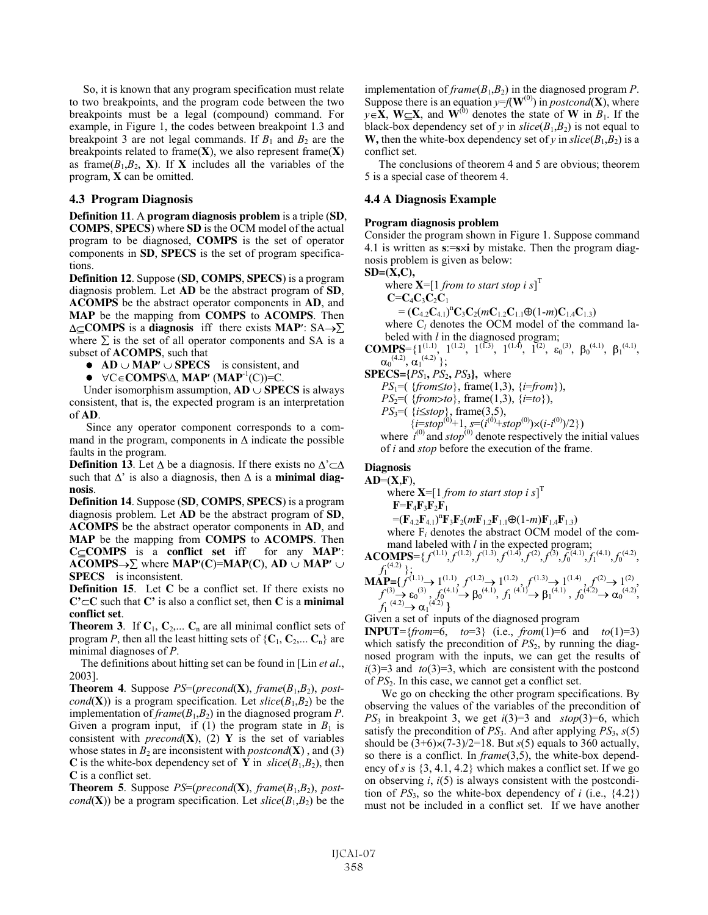So, it is known that any program specification must relate to two breakpoints, and the program code between the two breakpoints must be a legal (compound) command. For example, in Figure 1, the codes between breakpoint 1.3 and breakpoint 3 are not legal commands. If $B_1$ and $B_2$ are the breakpoints related to frame(**X**), we also represent frame(**X**) as frame($B_1$,$B_2$, **X**). If **X** includes all the variables of the program, **X** can be omitted.

### 4.3 Program Diagnosis

**Definition 11**. A **program diagnosis problem** is a triple (**SD**, **COMPS**, **SPECS**) where **SD** is the OCM model of the actual program to be diagnosed, **COMPS** is the set of operator components in **SD**, **SPECS** is the set of program specifications.

**Definition 12**. Suppose (**SD**, **COMPS**, **SPECS**) is a program diagnosis problem. Let **AD** be the abstract program of **SD**, **ACOMPS** be the abstract operator components in **AD**, and **MAP** be the mapping from **COMPS** to **ACOMPS**. Then $\Delta\subseteq$**COMPS** is a **diagnosis** iff there exists **MAP′**: SA$\rightarrow\Sigma$ where $\Sigma$ is the set of all operator components and SA is a subset of **ACOMPS**, such that

- **AD** $\cup$ **MAP′** $\cup$ **SPECS** is consistent, and
- $\forall$C$\in$**COMPS**\$\Delta$, **MAP′** (**MAP**$^{-1}$(C))=C.

Under isomorphism assumption, **AD** $\cup$ **SPECS** is always consistent, that is, the expected program is an interpretation of **AD**.

Since any operator component corresponds to a command in the program, components in $\Delta$ indicate the possible faults in the program.

**Definition 13**. Let $\Delta$ be a diagnosis. If there exists no $\Delta'\subset\Delta$ such that $\Delta'$ is also a diagnosis, then $\Delta$ is a **minimal diagnosis**.

**Definition 14**. Suppose (**SD**, **COMPS**, **SPECS**) is a program diagnosis problem. Let **AD** be the abstract program of **SD**, **ACOMPS** be the abstract operator components in **AD**, and **MAP** be the mapping from **COMPS** to **ACOMPS**. Then **C**$\subseteq$**COMPS** is a **conflict set** iff for any **MAP′**: **ACOMPS**$\rightarrow\Sigma$ where **MAP′**(**C**)=**MAP**(**C**), **AD** $\cup$ **MAP′** $\cup$ **SPECS** is inconsistent.

**Definition 15**. Let **C** be a conflict set. If there exists no **C′**$\subset$**C** such that **C′** is also a conflict set, then **C** is a **minimal conflict set**.

**Theorem 3**. If $\mathbf{C}_1$, $\mathbf{C}_2$,... $\mathbf{C}_n$ are all minimal conflict sets of program *P*, then all the least hitting sets of {$\mathbf{C}_1$, $\mathbf{C}_2$,... $\mathbf{C}_n$} are minimal diagnoses of *P*.

The definitions about hitting set can be found in [Lin *et al*., 2003].

**Theorem 4**. Suppose *PS*=(*precond*(**X**), *frame*($B_1$,$B_2$), *postcond*(**X**)) is a program specification. Let *slice*($B_1$,$B_2$) be the implementation of *frame*($B_1$,$B_2$) in the diagnosed program *P*. Given a program input, if (1) the program state in $B_1$ is consistent with *precond*(**X**), (2) **Y** is the set of variables whose states in $B_2$ are inconsistent with *postcond*(**X**) , and (3) **C** is the white-box dependency set of **Y** in *slice*($B_1$,$B_2$), then **C** is a conflict set.

**Theorem 5**. Suppose *PS*=(*precond*(**X**), *frame*($B_1$,$B_2$), *postcond*(**X**)) be a program specification. Let *slice*($B_1$,$B_2$) be the implementation of *frame*($B_1$,$B_2$) in the diagnosed program *P*. Suppose there is an equation $y$=$f$($\mathbf{W}^{(0)}$) in *postcond*(**X**), where $y\in$**X**, **W**$\subseteq$**X**, and $\mathbf{W}^{(0)}$ denotes the state of **W** in $B_1$. If the black-box dependency set of *y* in *slice*($B_1$,$B_2$) is not equal to **W,** then the white-box dependency set of *y* in *slice*($B_1$,$B_2$) is a conflict set.

The conclusions of theorem 4 and 5 are obvious; theorem 5 is a special case of theorem 4.

### 4.4 A Diagnosis Example

**Program diagnosis problem**

Consider the program shown in Figure 1. Suppose command 4.1 is written as **s**:=**s**×**i** by mistake. Then the program diagnosis problem is given as below:

**SD=(X,C),**

where **X**=[1 *from to start stop i s*]$^T$

$\mathbf{C}$=$\mathbf{C}_4\mathbf{C}_3\mathbf{C}_2\mathbf{C}_1$

= $(\mathbf{C}_{4.2}\mathbf{C}_{4.1})^n\mathbf{C}_3\mathbf{C}_2(m\mathbf{C}_{1.2}\mathbf{C}_{1.1}\oplus(1\text{-}m)\mathbf{C}_{1.4}\mathbf{C}_{1.3})$

where $C_l$ denotes the OCM model of the command labeled with *l* in the diagnosed program;

**COMPS**=$\{1^{(1.1)}, 1^{(1.2)}, 1^{(1.3)}, 1^{(1.4)}, 1^{(2)}, \varepsilon_0^{(3)}, \beta_0^{(4.1)}, \beta_1^{(4.1)}, \alpha_0^{(4.2)}, \alpha_1^{(4.2)}\}$;

**SPECS={**$PS_1$**,** $PS_2$**,** $PS_3$**},** where

$PS_1$=( {*from*≤*to*}, frame(1,3), {*i*=*from*}),

$PS_2$=( {*from*>*to*}, frame(1,3), {*i*=*to*}),

$PS_3$=( {*i*≤*stop*}, frame(3,5),

{$i$=$stop^{(0)}$+1, $s$=($i^{(0)}$+$stop^{(0)}$)×($i$-$i^{(0)}$)/2})

where $i^{(0)}$ and $stop^{(0)}$ denote respectively the initial values of *i* and *stop* before the execution of the frame.

**Diagnosis**

**AD**=(**X**,**F**),

where **X**=[1 *from to start stop i s*]$^T$

$\mathbf{F}$=$\mathbf{F}_4\mathbf{F}_3\mathbf{F}_2\mathbf{F}_1$

=$(\mathbf{F}_{4.2}\mathbf{F}_{4.1})^n\mathbf{F}_3\mathbf{F}_2(m\mathbf{F}_{1.2}\mathbf{F}_{1.1}\oplus(1\text{-}m)\mathbf{F}_{1.4}\mathbf{F}_{1.3})$

where $F_l$ denotes the abstract OCM model of the command labeled with *l* in the expected program;

**ACOMPS**=$\{f^{(1.1)}, f^{(1.2)}, f^{(1.3)}, f^{(1.4)}, f^{(2)}, f^{(3)}, f_0^{(4.1)}, f_1^{(4.1)}, f_0^{(4.2)}, f_1^{(4.2)}\}$;

**MAP=**$\{f^{(1.1)}\rightarrow 1^{(1.1)}, f^{(1.2)}\rightarrow 1^{(1.2)}, f^{(1.3)}\rightarrow 1^{(1.4)}, f^{(2)}\rightarrow 1^{(2)}, f^{(3)}\rightarrow \varepsilon_0^{(3)}, f_0^{(4.1)}\rightarrow \beta_0^{(4.1)}, f_1^{(4.1)}\rightarrow \beta_1^{(4.1)}, f_0^{(4.2)}\rightarrow \alpha_0^{(4.2)}, f_1^{(4.2)}\rightarrow \alpha_1^{(4.2)}\}$

Given a set of inputs of the diagnosed program

**INPUT**={*from*=6, *to*=3} (i.e., *from*(1)=6 and *to*(1)=3) which satisfy the precondition of $PS_2$, by running the diagnosed program with the inputs, we can get the results of *i*(3)=3 and *to*(3)=3, which are consistent with the postcond of $PS_2$. In this case, we cannot get a conflict set.

We go on checking the other program specifications. By observing the values of the variables of the precondition of $PS_3$ in breakpoint 3, we get *i*(3)=3 and *stop*(3)=6, which satisfy the precondition of $PS_3$. And after applying $PS_3$, *s*(5) should be (3+6)×(7-3)/2=18. But *s*(5) equals to 360 actually, so there is a conflict. In *frame*(3,5), the white-box dependency of *s* is {3, 4.1, 4.2} which makes a conflict set. If we go on observing *i*, *i*(5) is always consistent with the postcondition of $PS_3$, so the white-box dependency of *i* (i.e., {4.2}) must not be included in a conflict set. If we have another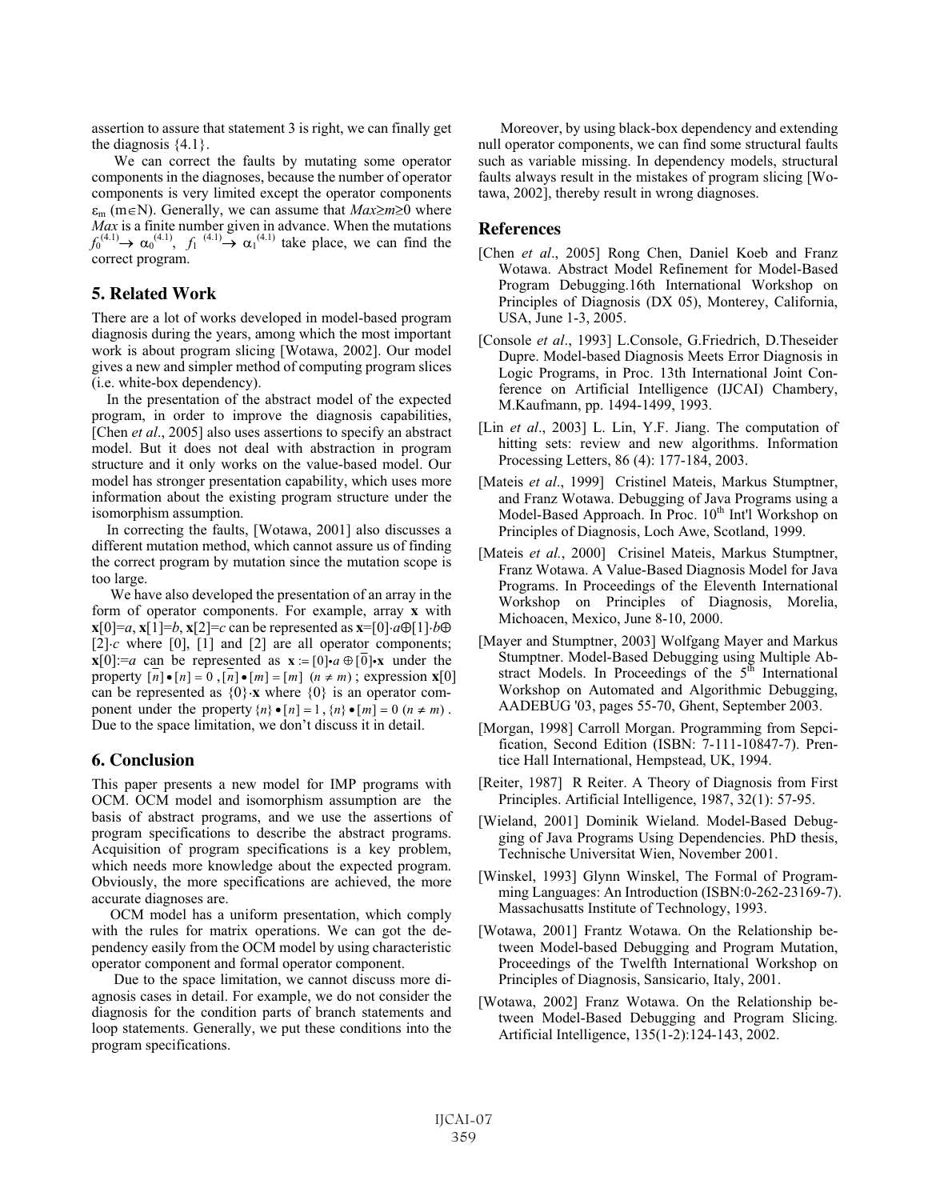assertion to assure that statement 3 is right, we can finally get the diagnosis {4.1}.

We can correct the faults by mutating some operator components in the diagnoses, because the number of operator components is very limited except the operator components $\varepsilon_m$ ($m \in N$). Generally, we can assume that $Max \geq m \geq 0$ where *Max* is a finite number given in advance. When the mutations $f_0^{(4.1)} \rightarrow \alpha_0^{(4.1)}$, $f_1^{(4.1)} \rightarrow \alpha_1^{(4.1)}$ take place, we can find the correct program.

## 5. Related Work

There are a lot of works developed in model-based program diagnosis during the years, among which the most important work is about program slicing [Wotawa, 2002]. Our model gives a new and simpler method of computing program slices (i.e. white-box dependency).

In the presentation of the abstract model of the expected program, in order to improve the diagnosis capabilities, [Chen *et al*., 2005] also uses assertions to specify an abstract model. But it does not deal with abstraction in program structure and it only works on the value-based model. Our model has stronger presentation capability, which uses more information about the existing program structure under the isomorphism assumption.

In correcting the faults, [Wotawa, 2001] also discusses a different mutation method, which cannot assure us of finding the correct program by mutation since the mutation scope is too large.

We have also developed the presentation of an array in the form of operator components. For example, array **x** with **x**[0]=*a*, **x**[1]=*b*, **x**[2]=*c* can be represented as **x**=$[0]\cdot a \oplus [1]\cdot b \oplus [2]\cdot c$ where [0], [1] and [2] are all operator components; **x**[0]:=*a* can be represented as $\mathbf{x} := [0]\bullet a \oplus [\overline{0}]\bullet \mathbf{x}$ under the property $[\overline{n}] \bullet [n] = 0$ , $[\overline{n}] \bullet [m] = [m]$ $(n \neq m)$ ; expression **x**[0] can be represented as $\{0\}\cdot\mathbf{x}$ where {0} is an operator component under the property $\{n\} \bullet [n] = 1$ , $\{n\} \bullet [m] = 0$ $(n \neq m)$ . Due to the space limitation, we don't discuss it in detail.

## 6. Conclusion

This paper presents a new model for IMP programs with OCM. OCM model and isomorphism assumption are the basis of abstract programs, and we use the assertions of program specifications to describe the abstract programs. Acquisition of program specifications is a key problem, which needs more knowledge about the expected program. Obviously, the more specifications are achieved, the more accurate diagnoses are.

OCM model has a uniform presentation, which comply with the rules for matrix operations. We can got the dependency easily from the OCM model by using characteristic operator component and formal operator component.

Due to the space limitation, we cannot discuss more diagnosis cases in detail. For example, we do not consider the diagnosis for the condition parts of branch statements and loop statements. Generally, we put these conditions into the program specifications.

Moreover, by using black-box dependency and extending null operator components, we can find some structural faults such as variable missing. In dependency models, structural faults always result in the mistakes of program slicing [Wotawa, 2002], thereby result in wrong diagnoses.

## References

[Chen *et al*., 2005] Rong Chen, Daniel Koeb and Franz Wotawa. Abstract Model Refinement for Model-Based Program Debugging.16th International Workshop on Principles of Diagnosis (DX 05), Monterey, California, USA, June 1-3, 2005.

[Console *et al*., 1993] L.Console, G.Friedrich, D.Theseider Dupre. Model-based Diagnosis Meets Error Diagnosis in Logic Programs, in Proc. 13th International Joint Conference on Artificial Intelligence (IJCAI) Chambery, M.Kaufmann, pp. 1494-1499, 1993.

[Lin *et al*., 2003] L. Lin, Y.F. Jiang. The computation of hitting sets: review and new algorithms. Information Processing Letters, 86 (4): 177-184, 2003.

[Mateis *et al*., 1999] Cristinel Mateis, Markus Stumptner, and Franz Wotawa. Debugging of Java Programs using a Model-Based Approach. In Proc. 10th Int'l Workshop on Principles of Diagnosis, Loch Awe, Scotland, 1999.

[Mateis *et al.*, 2000] Crisinel Mateis, Markus Stumptner, Franz Wotawa. A Value-Based Diagnosis Model for Java Programs. In Proceedings of the Eleventh International Workshop on Principles of Diagnosis, Morelia, Michoacen, Mexico, June 8-10, 2000.

[Mayer and Stumptner, 2003] Wolfgang Mayer and Markus Stumptner. Model-Based Debugging using Multiple Abstract Models. In Proceedings of the 5th International Workshop on Automated and Algorithmic Debugging, AADEBUG '03, pages 55-70, Ghent, September 2003.

[Morgan, 1998] Carroll Morgan. Programming from Sepcification, Second Edition (ISBN: 7-111-10847-7). Prentice Hall International, Hempstead, UK, 1994.

[Reiter, 1987] R Reiter. A Theory of Diagnosis from First Principles. Artificial Intelligence, 1987, 32(1): 57-95.

[Wieland, 2001] Dominik Wieland. Model-Based Debugging of Java Programs Using Dependencies. PhD thesis, Technische Universitat Wien, November 2001.

[Winskel, 1993] Glynn Winskel, The Formal of Programming Languages: An Introduction (ISBN:0-262-23169-7). Massachusatts Institute of Technology, 1993.

[Wotawa, 2001] Frantz Wotawa. On the Relationship between Model-based Debugging and Program Mutation, Proceedings of the Twelfth International Workshop on Principles of Diagnosis, Sansicario, Italy, 2001.

[Wotawa, 2002] Franz Wotawa. On the Relationship between Model-Based Debugging and Program Slicing. Artificial Intelligence, 135(1-2):124-143, 2002.